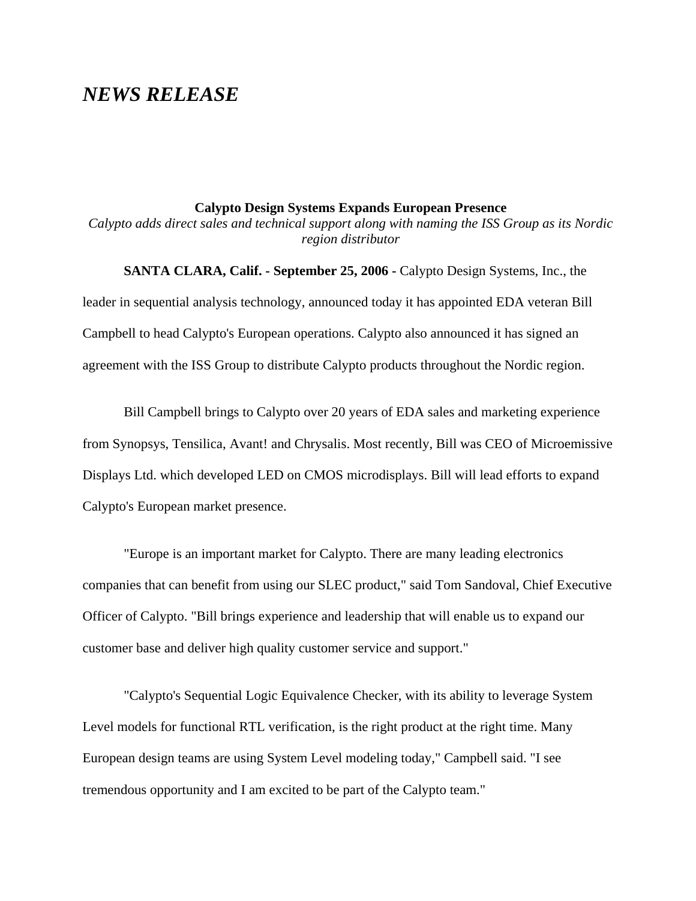# *NEWS RELEASE*

**Calypto Design Systems Expands European Presence**

*Calypto adds direct sales and technical support along with naming the ISS Group as its Nordic region distributor*

**SANTA CLARA, Calif. - September 25, 2006 -** Calypto Design Systems, Inc., the leader in sequential analysis technology, announced today it has appointed EDA veteran Bill Campbell to head Calypto's European operations. Calypto also announced it has signed an agreement with the ISS Group to distribute Calypto products throughout the Nordic region.

Bill Campbell brings to Calypto over 20 years of EDA sales and marketing experience from Synopsys, Tensilica, Avant! and Chrysalis. Most recently, Bill was CEO of Microemissive Displays Ltd. which developed LED on CMOS microdisplays. Bill will lead efforts to expand Calypto's European market presence.

"Europe is an important market for Calypto. There are many leading electronics companies that can benefit from using our SLEC product," said Tom Sandoval, Chief Executive Officer of Calypto. "Bill brings experience and leadership that will enable us to expand our customer base and deliver high quality customer service and support."

"Calypto's Sequential Logic Equivalence Checker, with its ability to leverage System Level models for functional RTL verification, is the right product at the right time. Many European design teams are using System Level modeling today," Campbell said. "I see tremendous opportunity and I am excited to be part of the Calypto team."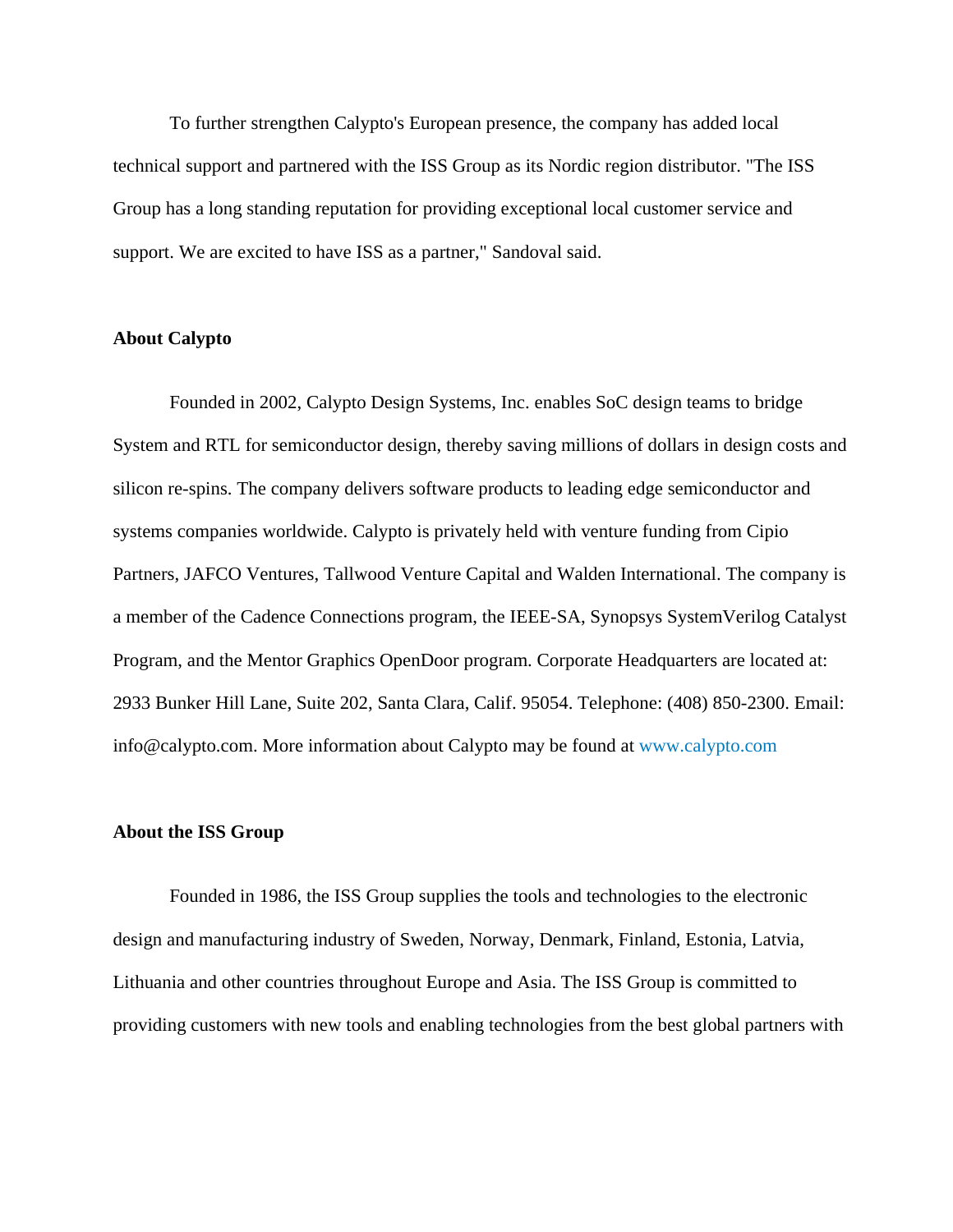To further strengthen Calypto's European presence, the company has added local technical support and partnered with the ISS Group as its Nordic region distributor. "The ISS Group has a long standing reputation for providing exceptional local customer service and support. We are excited to have ISS as a partner," Sandoval said.

**About Calypto**

Founded in 2002, Calypto Design Systems, Inc. enables SoC design teams to bridge System and RTL for semiconductor design, thereby saving millions of dollars in design costs and silicon re-spins. The company delivers software products to leading edge semiconductor and systems companies worldwide. Calypto is privately held with venture funding from Cipio Partners, JAFCO Ventures, Tallwood Venture Capital and Walden International. The company is a member of the Cadence Connections program, the IEEE-SA, Synopsys SystemVerilog Catalyst Program, and the Mentor Graphics OpenDoor program. Corporate Headquarters are located at: 2933 Bunker Hill Lane, Suite 202, Santa Clara, Calif. 95054. Telephone: (408) 850-2300. Email: info@calypto.com. More information about Calypto may be found at www.calypto.com

**About the ISS Group**

Founded in 1986, the ISS Group supplies the tools and technologies to the electronic design and manufacturing industry of Sweden, Norway, Denmark, Finland, Estonia, Latvia, Lithuania and other countries throughout Europe and Asia. The ISS Group is committed to providing customers with new tools and enabling technologies from the best global partners with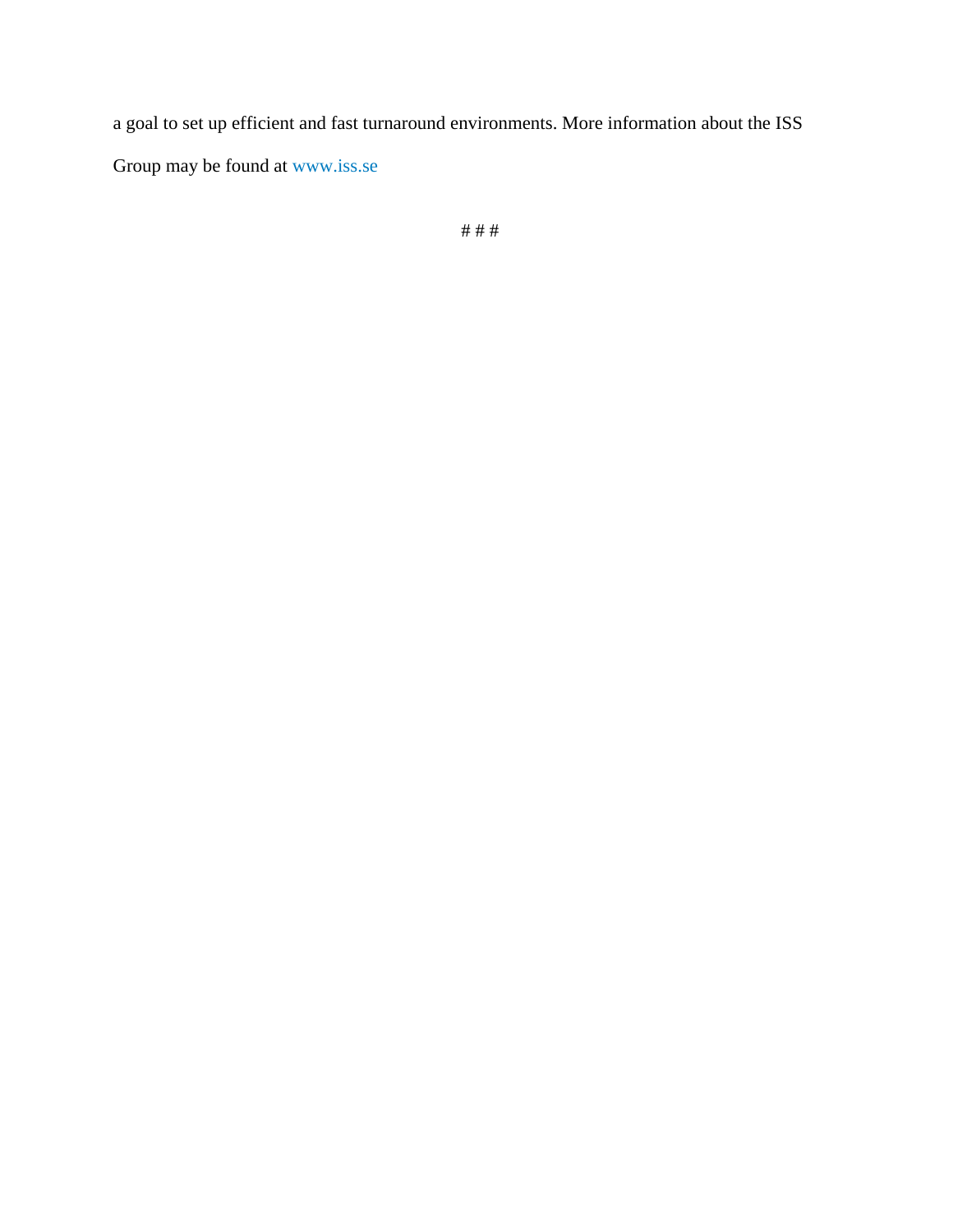a goal to set up efficient and fast turnaround environments. More information about the ISS Group may be found at www.iss.se

# # #